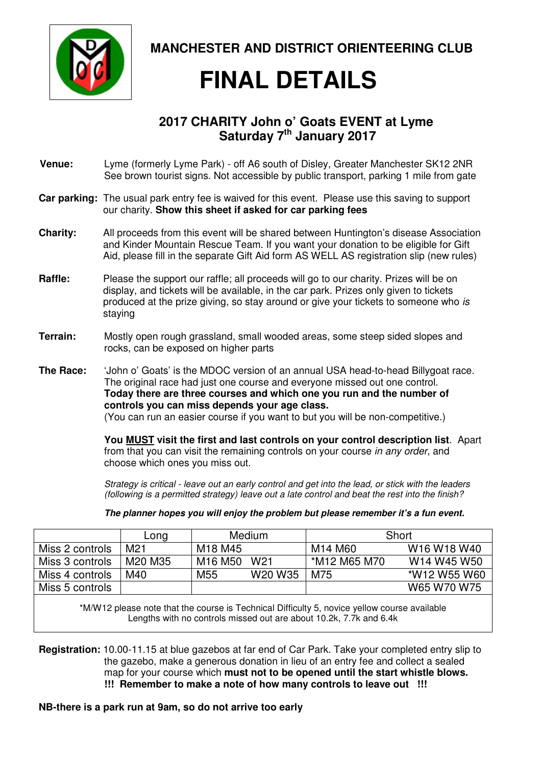**MANCHESTER AND DISTRICT ORIENTEERING CLUB**

# FINAL DETAILS

## 2017 CHARITY John o' Goats EVENT at Lyme
## Saturday 7th January 2017

**Venue:** Lyme (formerly Lyme Park) - off A6 south of Disley, Greater Manchester SK12 2NR. See brown tourist signs. Not accessible by public transport, parking 1 mile from gate

**Car parking:** The usual park entry fee is waived for this event. Please use this saving to support our charity. **Show this sheet if asked for car parking fees**

**Charity:** All proceeds from this event will be shared between Huntington's disease Association and Kinder Mountain Rescue Team. If you want your donation to be eligible for Gift Aid, please fill in the separate Gift Aid form AS WELL AS registration slip (new rules)

**Raffle:** Please the support our raffle; all proceeds will go to our charity. Prizes will be on display, and tickets will be available, in the car park. Prizes only given to tickets produced at the prize giving, so stay around or give your tickets to someone who *is* staying

**Terrain:** Mostly open rough grassland, small wooded areas, some steep sided slopes and rocks, can be exposed on higher parts

**The Race:** 'John o' Goats' is the MDOC version of an annual USA head-to-head Billygoat race. The original race had just one course and everyone missed out one control. **Today there are three courses and which one you run and the number of controls you can miss depends your age class.** (You can run an easier course if you want to but you will be non-competitive.)

**You <u>MUST</u> visit the first and last controls on your control description list**. Apart from that you can visit the remaining controls on your course *in any order*, and choose which ones you miss out.

*Strategy is critical - leave out an early control and get into the lead, or stick with the leaders (following is a permitted strategy) leave out a late control and beat the rest into the finish?*

***The planner hopes you will enjoy the problem but please remember it's a fun event.***

| | Long | Medium | | Short | |
|---|---|---|---|---|---|
| Miss 2 controls | M21 | M18 M45 | | M14 M60 | W16 W18 W40 |
| Miss 3 controls | M20 M35 | M16 M50 | W21 | *M12 M65 M70 | W14 W45 W50 |
| Miss 4 controls | M40 | M55 | W20 W35 | M75 | *W12 W55 W60 |
| Miss 5 controls | | | | | W65 W70 W75 |

*M/W12 please note that the course is Technical Difficulty 5, novice yellow course available
Lengths with no controls missed out are about 10.2k, 7.7k and 6.4k

**Registration:** 10.00-11.15 at blue gazebos at far end of Car Park. Take your completed entry slip to the gazebo, make a generous donation in lieu of an entry fee and collect a sealed map for your course which **must not to be opened until the start whistle blows.**
**!!! Remember to make a note of how many controls to leave out !!!**

**NB-there is a park run at 9am, so do not arrive too early**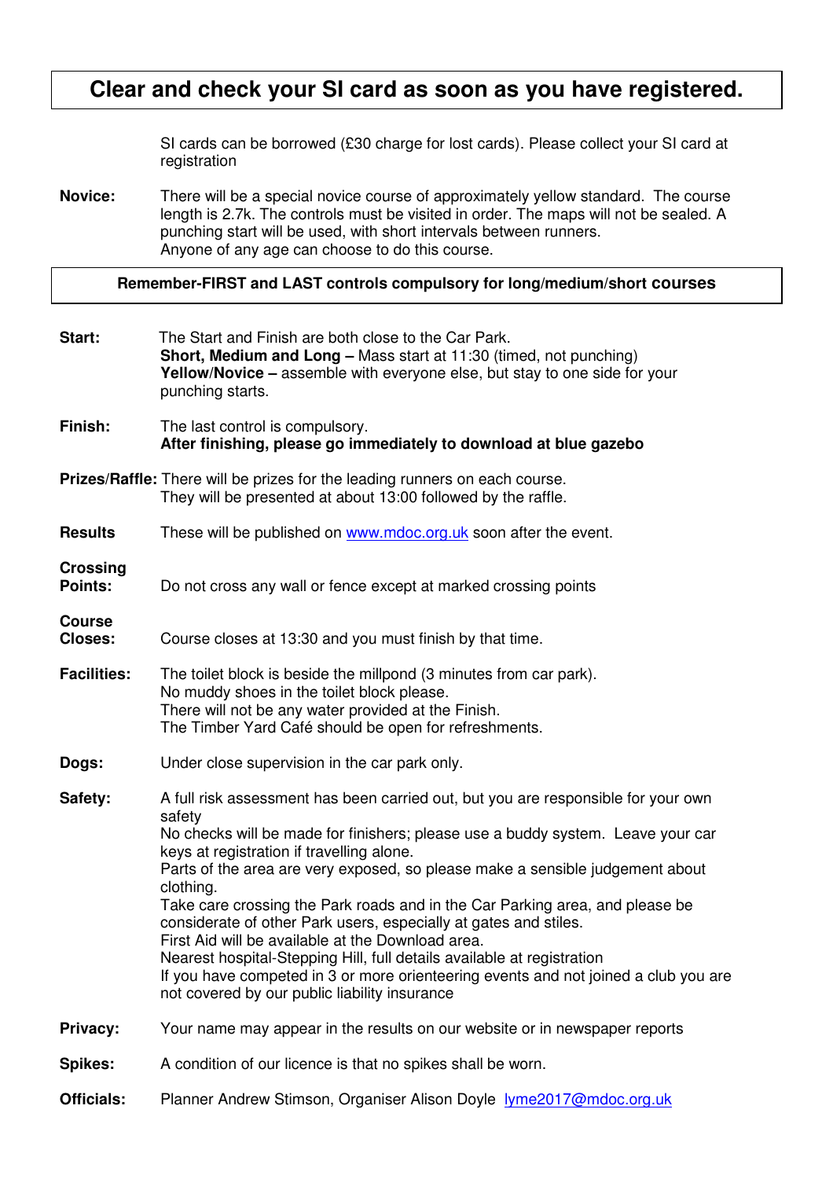**Clear and check your SI card as soon as you have registered.**

SI cards can be borrowed (£30 charge for lost cards). Please collect your SI card at registration

**Novice:** There will be a special novice course of approximately yellow standard. The course length is 2.7k. The controls must be visited in order. The maps will not be sealed. A punching start will be used, with short intervals between runners.
Anyone of any age can choose to do this course.

**Remember-FIRST and LAST controls compulsory for long/medium/short courses**

**Start:** The Start and Finish are both close to the Car Park.
**Short, Medium and Long –** Mass start at 11:30 (timed, not punching)
**Yellow/Novice –** assemble with everyone else, but stay to one side for your punching starts.

**Finish:** The last control is compulsory.
**After finishing, please go immediately to download at blue gazebo**

**Prizes/Raffle:** There will be prizes for the leading runners on each course.
They will be presented at about 13:00 followed by the raffle.

**Results** These will be published on www.mdoc.org.uk soon after the event.

**Crossing Points:** Do not cross any wall or fence except at marked crossing points

**Course Closes:** Course closes at 13:30 and you must finish by that time.

**Facilities:** The toilet block is beside the millpond (3 minutes from car park).
No muddy shoes in the toilet block please.
There will not be any water provided at the Finish.
The Timber Yard Café should be open for refreshments.

**Dogs:** Under close supervision in the car park only.

**Safety:** A full risk assessment has been carried out, but you are responsible for your own safety
No checks will be made for finishers; please use a buddy system. Leave your car keys at registration if travelling alone.
Parts of the area are very exposed, so please make a sensible judgement about clothing.
Take care crossing the Park roads and in the Car Parking area, and please be considerate of other Park users, especially at gates and stiles.
First Aid will be available at the Download area.
Nearest hospital-Stepping Hill, full details available at registration
If you have competed in 3 or more orienteering events and not joined a club you are not covered by our public liability insurance

**Privacy:** Your name may appear in the results on our website or in newspaper reports

**Spikes:** A condition of our licence is that no spikes shall be worn.

**Officials:** Planner Andrew Stimson, Organiser Alison Doyle lyme2017@mdoc.org.uk